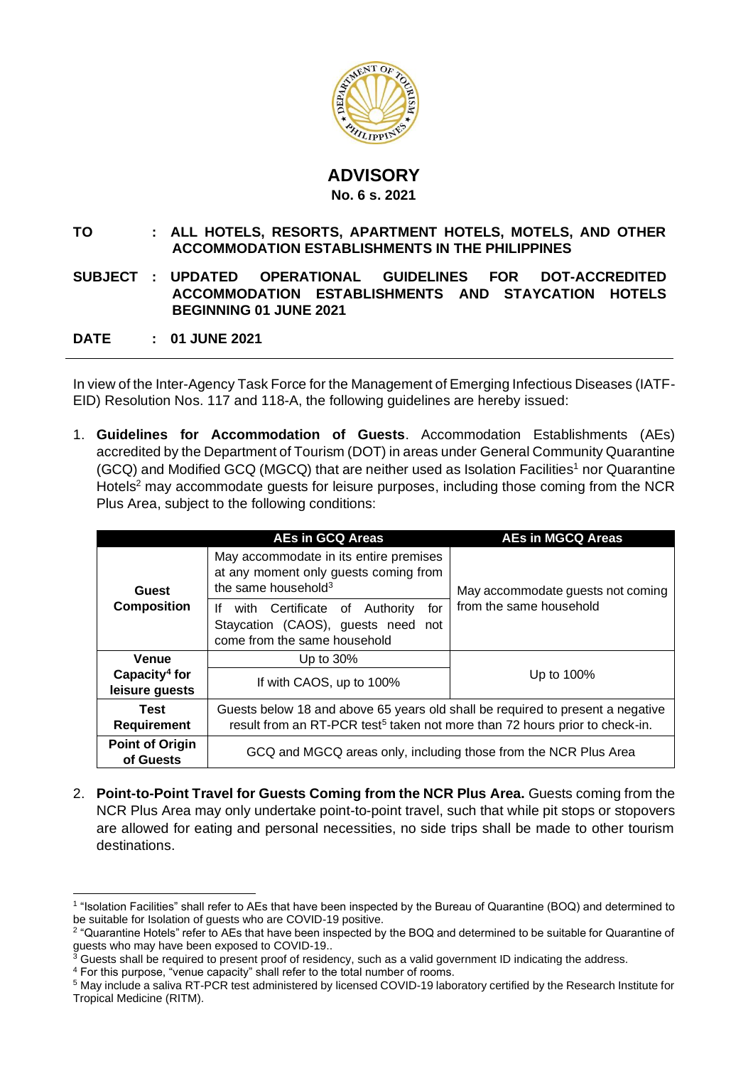# ADVISORY

**No. 6 s. 2021**

**TO** : **ALL HOTELS, RESORTS, APARTMENT HOTELS, MOTELS, AND OTHER ACCOMMODATION ESTABLISHMENTS IN THE PHILIPPINES**

**SUBJECT** : **UPDATED OPERATIONAL GUIDELINES FOR DOT-ACCREDITED ACCOMMODATION ESTABLISHMENTS AND STAYCATION HOTELS BEGINNING 01 JUNE 2021**

**DATE** : **01 JUNE 2021**

---

In view of the Inter-Agency Task Force for the Management of Emerging Infectious Diseases (IATF-EID) Resolution Nos. 117 and 118-A, the following guidelines are hereby issued:

1. **Guidelines for Accommodation of Guests**. Accommodation Establishments (AEs) accredited by the Department of Tourism (DOT) in areas under General Community Quarantine (GCQ) and Modified GCQ (MGCQ) that are neither used as Isolation Facilities[1] nor Quarantine Hotels[2] may accommodate guests for leisure purposes, including those coming from the NCR Plus Area, subject to the following conditions:

| | AEs in GCQ Areas | AEs in MGCQ Areas |
|---|---|---|
| **Guest Composition** | May accommodate in its entire premises at any moment only guests coming from the same household[3] | May accommodate guests not coming from the same household |
| | If with Certificate of Authority for Staycation (CAOS), guests need not come from the same household | |
| **Venue Capacity[4] for leisure guests** | Up to 30% | Up to 100% |
| | If with CAOS, up to 100% | |
| **Test Requirement** | Guests below 18 and above 65 years old shall be required to present a negative result from an RT-PCR test[5] taken not more than 72 hours prior to check-in. | |
| **Point of Origin of Guests** | GCQ and MGCQ areas only, including those from the NCR Plus Area | |

2. **Point-to-Point Travel for Guests Coming from the NCR Plus Area.** Guests coming from the NCR Plus Area may only undertake point-to-point travel, such that while pit stops or stopovers are allowed for eating and personal necessities, no side trips shall be made to other tourism destinations.

---

[1] "Isolation Facilities" shall refer to AEs that have been inspected by the Bureau of Quarantine (BOQ) and determined to be suitable for Isolation of guests who are COVID-19 positive.

[2] "Quarantine Hotels" refer to AEs that have been inspected by the BOQ and determined to be suitable for Quarantine of guests who may have been exposed to COVID-19..

[3] Guests shall be required to present proof of residency, such as a valid government ID indicating the address.

[4] For this purpose, "venue capacity" shall refer to the total number of rooms.

[5] May include a saliva RT-PCR test administered by licensed COVID-19 laboratory certified by the Research Institute for Tropical Medicine (RITM).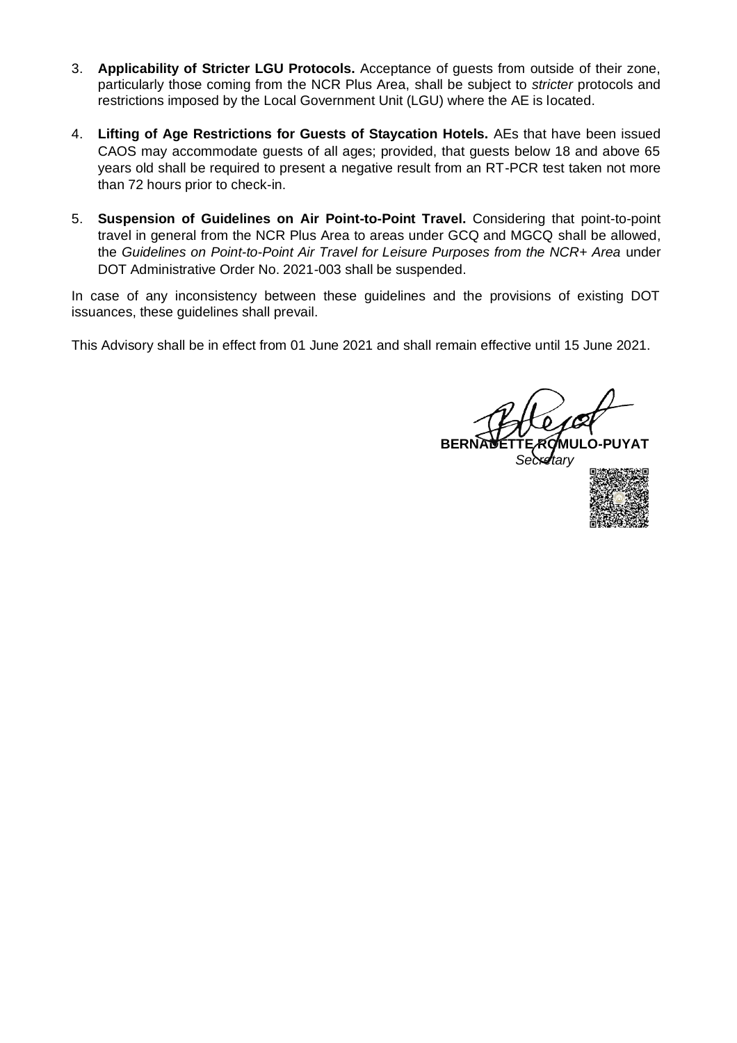3. **Applicability of Stricter LGU Protocols.** Acceptance of guests from outside of their zone, particularly those coming from the NCR Plus Area, shall be subject to *stricter* protocols and restrictions imposed by the Local Government Unit (LGU) where the AE is located.

4. **Lifting of Age Restrictions for Guests of Staycation Hotels.** AEs that have been issued CAOS may accommodate guests of all ages; provided, that guests below 18 and above 65 years old shall be required to present a negative result from an RT-PCR test taken not more than 72 hours prior to check-in.

5. **Suspension of Guidelines on Air Point-to-Point Travel.** Considering that point-to-point travel in general from the NCR Plus Area to areas under GCQ and MGCQ shall be allowed, the *Guidelines on Point-to-Point Air Travel for Leisure Purposes from the NCR+ Area* under DOT Administrative Order No. 2021-003 shall be suspended.

In case of any inconsistency between these guidelines and the provisions of existing DOT issuances, these guidelines shall prevail.

This Advisory shall be in effect from 01 June 2021 and shall remain effective until 15 June 2021.

**BERNADETTE ROMULO-PUYAT**
*Secretary*